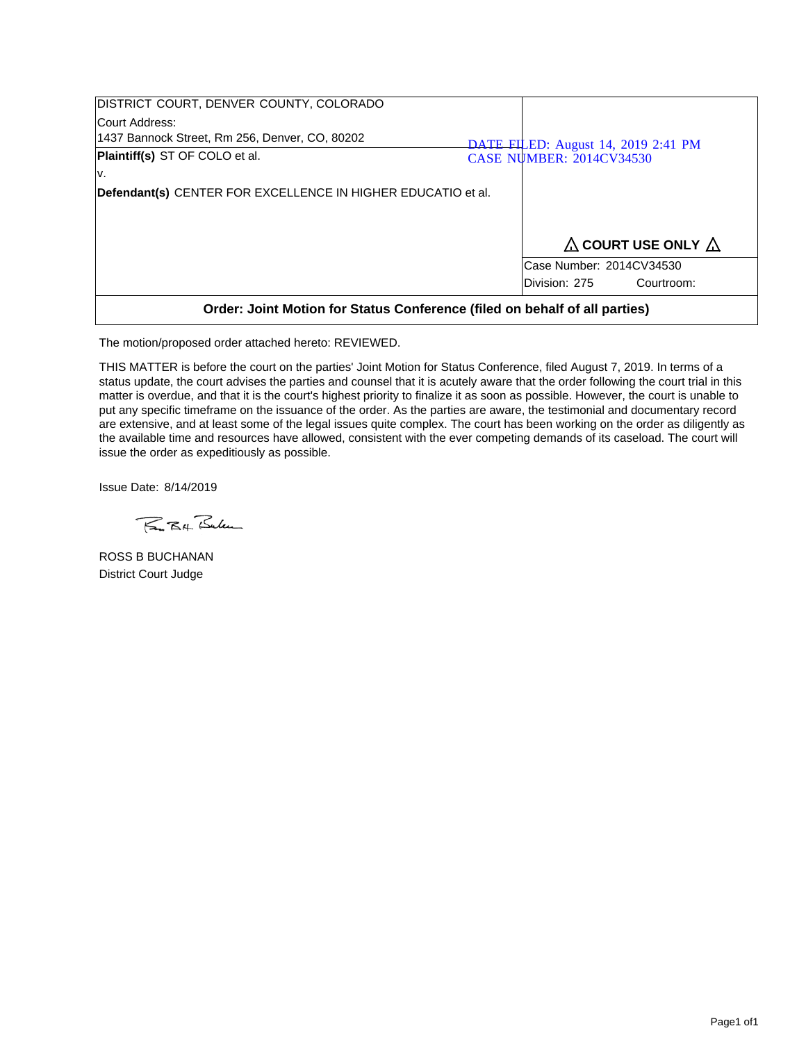| DISTRICT COURT, DENVER COUNTY, COLORADO<br>Court Address:<br>1437 Bannock Street, Rm 256, Denver, CO, 80202 | DATE FILED: August 14, 2019 2:41 PM<br>CASE NUMBER: 2014CV34530 |
| --- | --- |
| **Plaintiff(s)** ST OF COLO et al.<br>v.<br>**Defendant(s)** CENTER FOR EXCELLENCE IN HIGHER EDUCATIO et al. | △ **COURT USE ONLY** △ |
| | Case Number: 2014CV34530<br>Division: 275 Courtroom: |

**Order: Joint Motion for Status Conference (filed on behalf of all parties)**

The motion/proposed order attached hereto: REVIEWED.

THIS MATTER is before the court on the parties' Joint Motion for Status Conference, filed August 7, 2019. In terms of a status update, the court advises the parties and counsel that it is acutely aware that the order following the court trial in this matter is overdue, and that it is the court's highest priority to finalize it as soon as possible. However, the court is unable to put any specific timeframe on the issuance of the order. As the parties are aware, the testimonial and documentary record are extensive, and at least some of the legal issues quite complex. The court has been working on the order as diligently as the available time and resources have allowed, consistent with the ever competing demands of its caseload. The court will issue the order as expeditiously as possible.

Issue Date: 8/14/2019

ROSS B BUCHANAN
District Court Judge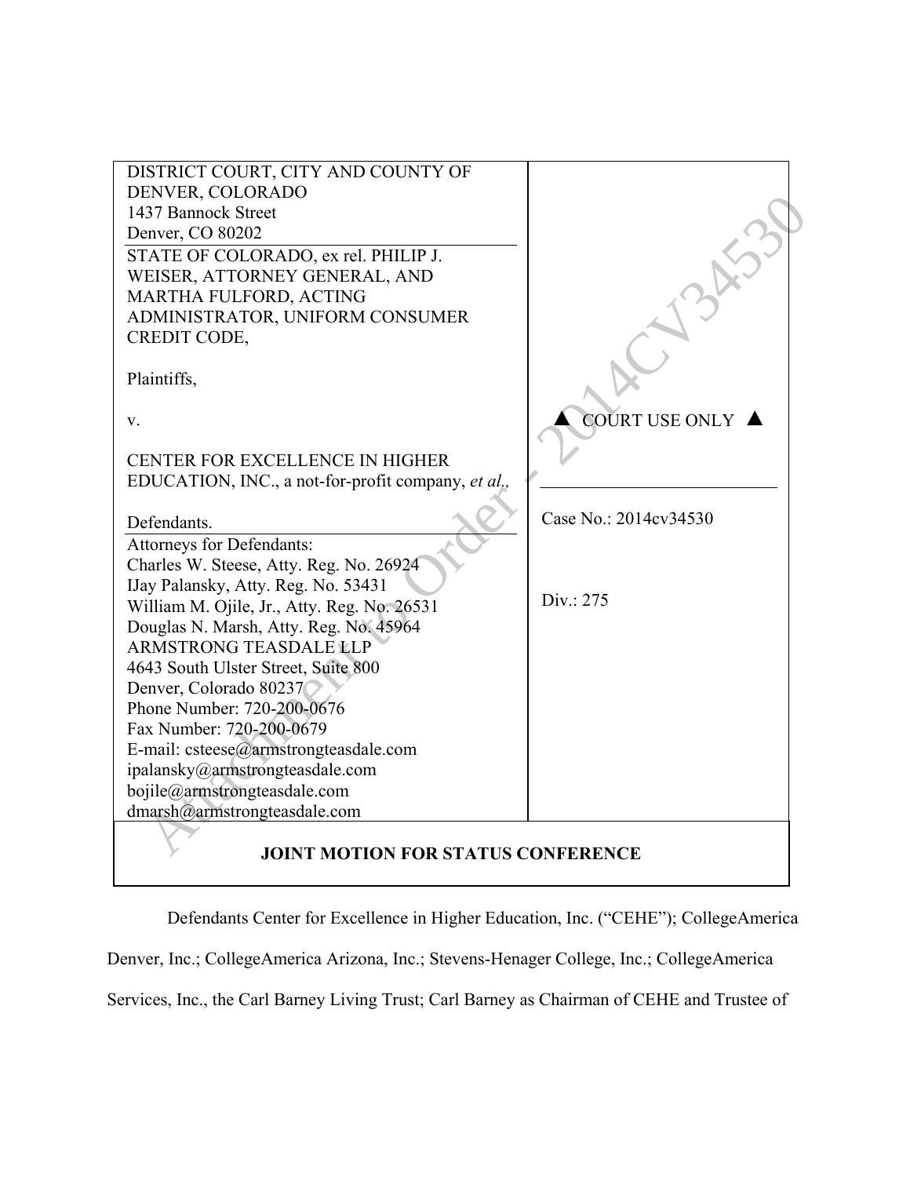| DISTRICT COURT, CITY AND COUNTY OF DENVER, COLORADO<br>1437 Bannock Street<br>Denver, CO 80202 | |
|---|---|
| STATE OF COLORADO, ex rel. PHILIP J. WEISER, ATTORNEY GENERAL, AND MARTHA FULFORD, ACTING ADMINISTRATOR, UNIFORM CONSUMER CREDIT CODE,<br><br>Plaintiffs,<br><br>v.<br><br>CENTER FOR EXCELLENCE IN HIGHER EDUCATION, INC., a not-for-profit company, *et al.*,<br><br>Defendants. | ▲ COURT USE ONLY ▲<br><br>Case No.: 2014cv34530 |
| Attorneys for Defendants:<br>Charles W. Steese, Atty. Reg. No. 26924<br>IJay Palansky, Atty. Reg. No. 53431<br>William M. Ojile, Jr., Atty. Reg. No. 26531<br>Douglas N. Marsh, Atty. Reg. No. 45964<br>ARMSTRONG TEASDALE LLP<br>4643 South Ulster Street, Suite 800<br>Denver, Colorado 80237<br>Phone Number: 720-200-0676<br>Fax Number: 720-200-0679<br>E-mail: csteese@armstrongteasdale.com<br>ipalansky@armstrongteasdale.com<br>bojile@armstrongteasdale.com<br>dmarsh@armstrongteasdale.com | Div.: 275 |

**JOINT MOTION FOR STATUS CONFERENCE**

Defendants Center for Excellence in Higher Education, Inc. ("CEHE"); CollegeAmerica Denver, Inc.; CollegeAmerica Arizona, Inc.; Stevens-Henager College, Inc.; CollegeAmerica Services, Inc., the Carl Barney Living Trust; Carl Barney as Chairman of CEHE and Trustee of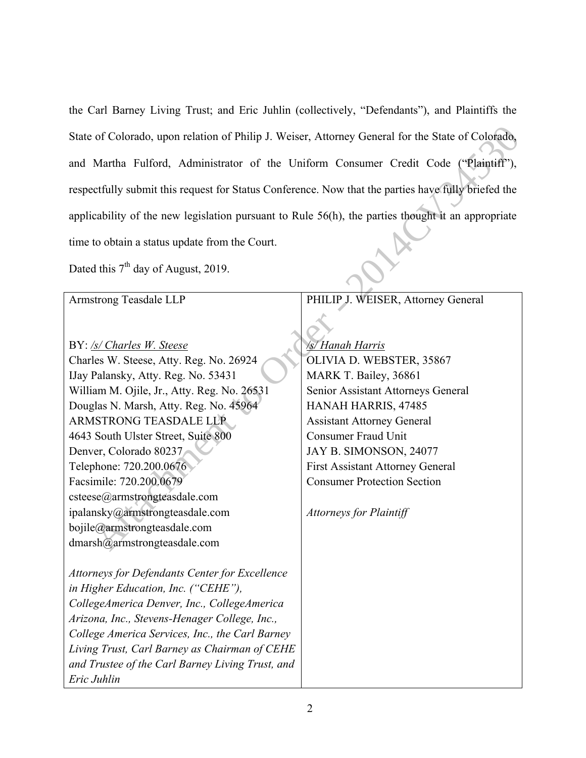the Carl Barney Living Trust; and Eric Juhlin (collectively, "Defendants"), and Plaintiffs the State of Colorado, upon relation of Philip J. Weiser, Attorney General for the State of Colorado, and Martha Fulford, Administrator of the Uniform Consumer Credit Code ("Plaintiff"), respectfully submit this request for Status Conference. Now that the parties have fully briefed the applicability of the new legislation pursuant to Rule 56(h), the parties thought it an appropriate time to obtain a status update from the Court.

Dated this 7th day of August, 2019.

| Armstrong Teasdale LLP | PHILIP J. WEISER, Attorney General |
|---|---|
| BY: /s/ Charles W. Steese<br>Charles W. Steese, Atty. Reg. No. 26924<br>IJay Palansky, Atty. Reg. No. 53431<br>William M. Ojile, Jr., Atty. Reg. No. 26531<br>Douglas N. Marsh, Atty. Reg. No. 45964<br>ARMSTRONG TEASDALE LLP<br>4643 South Ulster Street, Suite 800<br>Denver, Colorado 80237<br>Telephone: 720.200.0676<br>Facsimile: 720.200.0679<br>csteese@armstrongteasdale.com<br>ipalansky@armstrongteasdale.com<br>bojile@armstrongteasdale.com<br>dmarsh@armstrongteasdale.com<br><br>*Attorneys for Defendants Center for Excellence in Higher Education, Inc. ("CEHE"), CollegeAmerica Denver, Inc., CollegeAmerica Arizona, Inc., Stevens-Henager College, Inc., College America Services, Inc., the Carl Barney Living Trust, Carl Barney as Chairman of CEHE and Trustee of the Carl Barney Living Trust, and Eric Juhlin* | /s/ Hanah Harris<br>OLIVIA D. WEBSTER, 35867<br>MARK T. Bailey, 36861<br>Senior Assistant Attorneys General<br>HANAH HARRIS, 47485<br>Assistant Attorney General<br>Consumer Fraud Unit<br>JAY B. SIMONSON, 24077<br>First Assistant Attorney General<br>Consumer Protection Section<br><br>*Attorneys for Plaintiff* |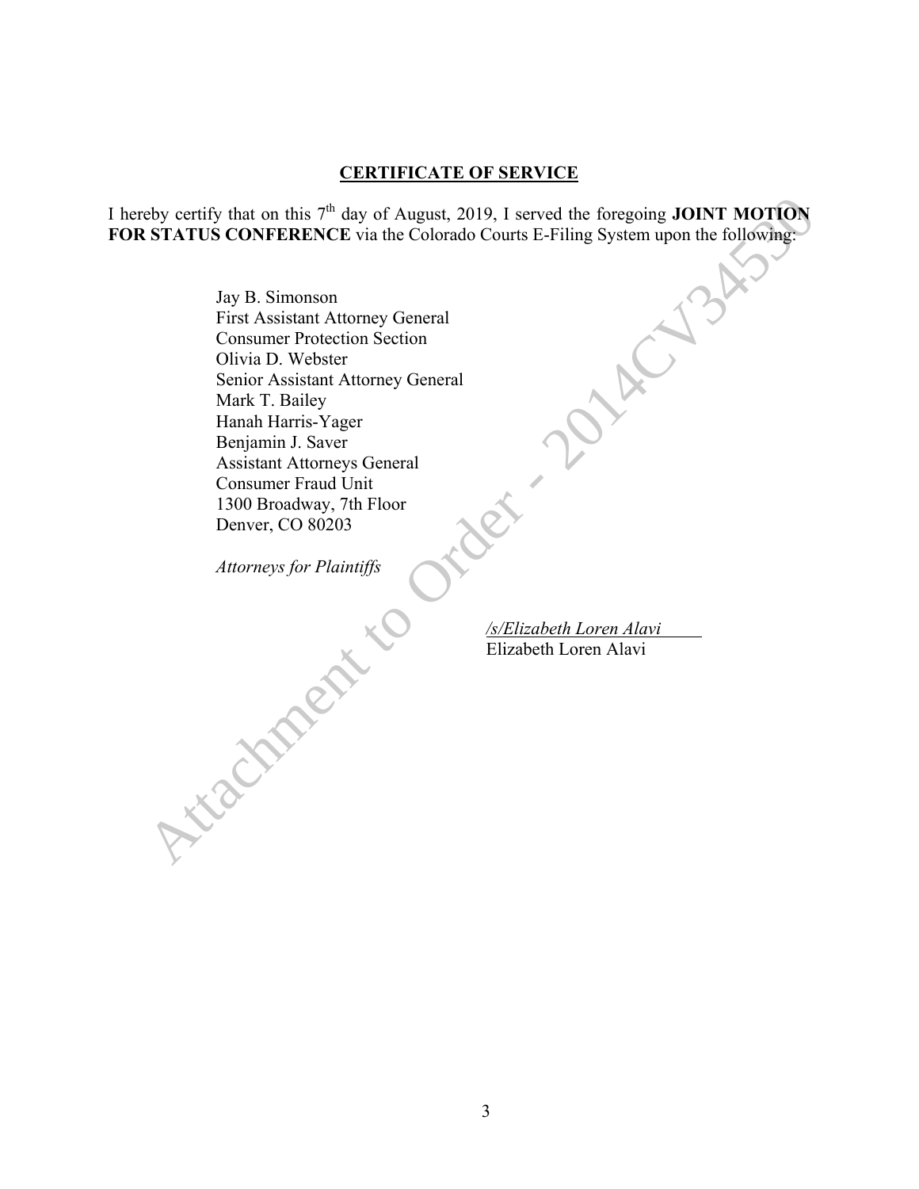## CERTIFICATE OF SERVICE

I hereby certify that on this 7th day of August, 2019, I served the foregoing **JOINT MOTION FOR STATUS CONFERENCE** via the Colorado Courts E-Filing System upon the following:

Jay B. Simonson  
First Assistant Attorney General  
Consumer Protection Section  
Olivia D. Webster  
Senior Assistant Attorney General  
Mark T. Bailey  
Hanah Harris-Yager  
Benjamin J. Saver  
Assistant Attorneys General  
Consumer Fraud Unit  
1300 Broadway, 7th Floor  
Denver, CO 80203

*Attorneys for Plaintiffs*

*/s/Elizabeth Loren Alavi*  
Elizabeth Loren Alavi

Attachment to Order - 2014CV34530